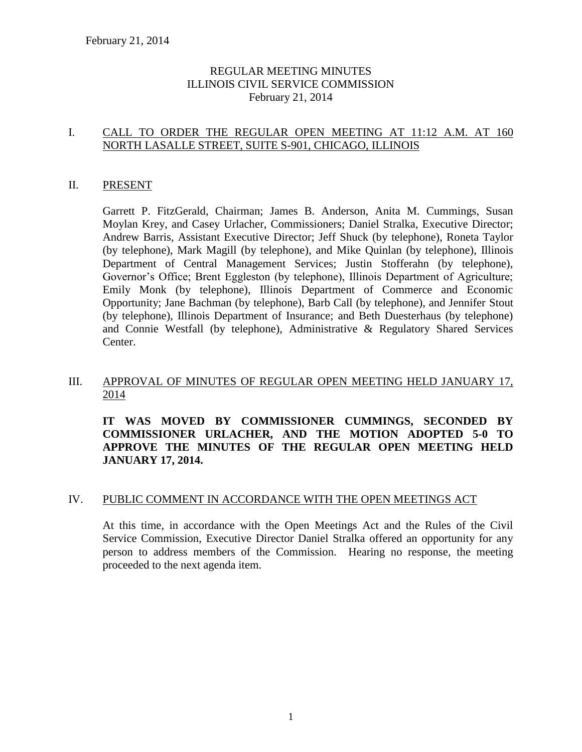# REGULAR MEETING MINUTES
# ILLINOIS CIVIL SERVICE COMMISSION
# February 21, 2014

## I. CALL TO ORDER THE REGULAR OPEN MEETING AT 11:12 A.M. AT 160 NORTH LASALLE STREET, SUITE S-901, CHICAGO, ILLINOIS

## II. PRESENT

Garrett P. FitzGerald, Chairman; James B. Anderson, Anita M. Cummings, Susan Moylan Krey, and Casey Urlacher, Commissioners; Daniel Stralka, Executive Director; Andrew Barris, Assistant Executive Director; Jeff Shuck (by telephone), Roneta Taylor (by telephone), Mark Magill (by telephone), and Mike Quinlan (by telephone), Illinois Department of Central Management Services; Justin Stofferahn (by telephone), Governor's Office; Brent Eggleston (by telephone), Illinois Department of Agriculture; Emily Monk (by telephone), Illinois Department of Commerce and Economic Opportunity; Jane Bachman (by telephone), Barb Call (by telephone), and Jennifer Stout (by telephone), Illinois Department of Insurance; and Beth Duesterhaus (by telephone) and Connie Westfall (by telephone), Administrative & Regulatory Shared Services Center.

## III. APPROVAL OF MINUTES OF REGULAR OPEN MEETING HELD JANUARY 17, 2014

**IT WAS MOVED BY COMMISSIONER CUMMINGS, SECONDED BY COMMISSIONER URLACHER, AND THE MOTION ADOPTED 5-0 TO APPROVE THE MINUTES OF THE REGULAR OPEN MEETING HELD JANUARY 17, 2014.**

## IV. PUBLIC COMMENT IN ACCORDANCE WITH THE OPEN MEETINGS ACT

At this time, in accordance with the Open Meetings Act and the Rules of the Civil Service Commission, Executive Director Daniel Stralka offered an opportunity for any person to address members of the Commission. Hearing no response, the meeting proceeded to the next agenda item.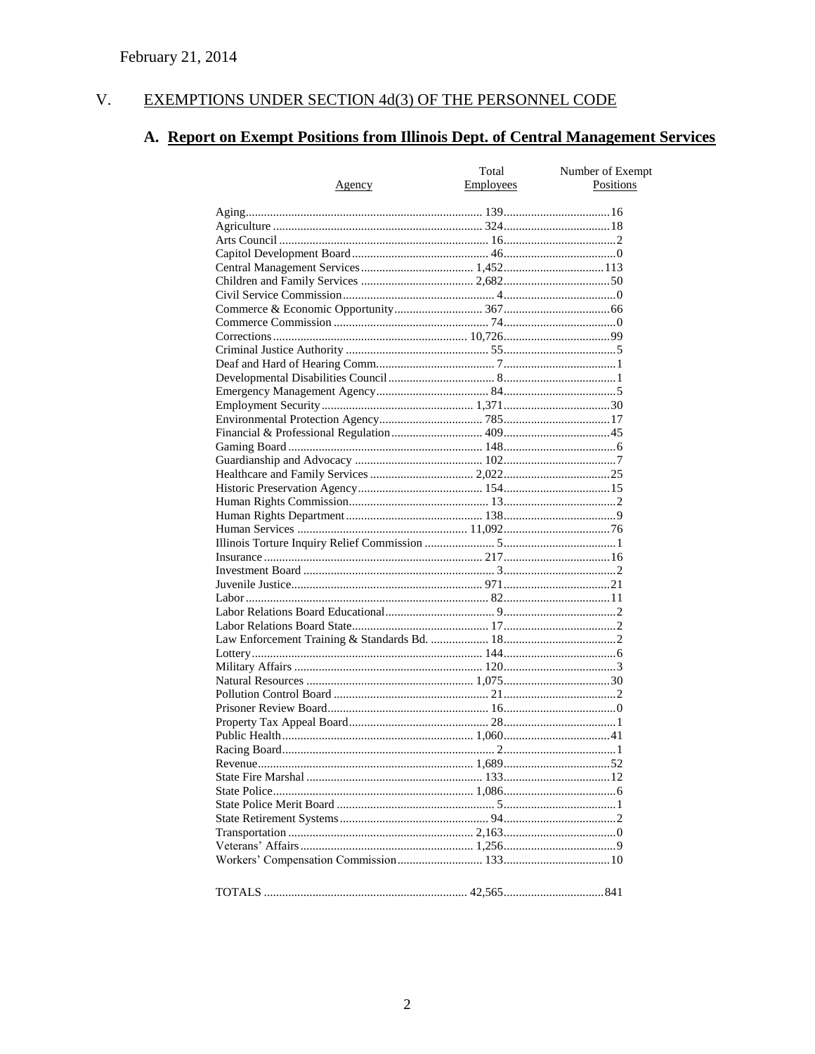February 21, 2014

## V. EXEMPTIONS UNDER SECTION 4d(3) OF THE PERSONNEL CODE

### A. Report on Exempt Positions from Illinois Dept. of Central Management Services

| Agency | Total Employees | Number of Exempt Positions |
|---|---|---|
| Aging | 139 | 16 |
| Agriculture | 324 | 18 |
| Arts Council | 16 | 2 |
| Capitol Development Board | 46 | 0 |
| Central Management Services | 1,452 | 113 |
| Children and Family Services | 2,682 | 50 |
| Civil Service Commission | 4 | 0 |
| Commerce & Economic Opportunity | 367 | 66 |
| Commerce Commission | 74 | 0 |
| Corrections | 10,726 | 99 |
| Criminal Justice Authority | 55 | 5 |
| Deaf and Hard of Hearing Comm. | 7 | 1 |
| Developmental Disabilities Council | 8 | 1 |
| Emergency Management Agency | 84 | 5 |
| Employment Security | 1,371 | 30 |
| Environmental Protection Agency | 785 | 17 |
| Financial & Professional Regulation | 409 | 45 |
| Gaming Board | 148 | 6 |
| Guardianship and Advocacy | 102 | 7 |
| Healthcare and Family Services | 2,022 | 25 |
| Historic Preservation Agency | 154 | 15 |
| Human Rights Commission | 13 | 2 |
| Human Rights Department | 138 | 9 |
| Human Services | 11,092 | 76 |
| Illinois Torture Inquiry Relief Commission | 5 | 1 |
| Insurance | 217 | 16 |
| Investment Board | 3 | 2 |
| Juvenile Justice | 971 | 21 |
| Labor | 82 | 11 |
| Labor Relations Board Educational | 9 | 2 |
| Labor Relations Board State | 17 | 2 |
| Law Enforcement Training & Standards Bd. | 18 | 2 |
| Lottery | 144 | 6 |
| Military Affairs | 120 | 3 |
| Natural Resources | 1,075 | 30 |
| Pollution Control Board | 21 | 2 |
| Prisoner Review Board | 16 | 0 |
| Property Tax Appeal Board | 28 | 1 |
| Public Health | 1,060 | 41 |
| Racing Board | 2 | 1 |
| Revenue | 1,689 | 52 |
| State Fire Marshal | 133 | 12 |
| State Police | 1,086 | 6 |
| State Police Merit Board | 5 | 1 |
| State Retirement Systems | 94 | 2 |
| Transportation | 2,163 | 0 |
| Veterans' Affairs | 1,256 | 9 |
| Workers' Compensation Commission | 133 | 10 |
| TOTALS | 42,565 | 841 |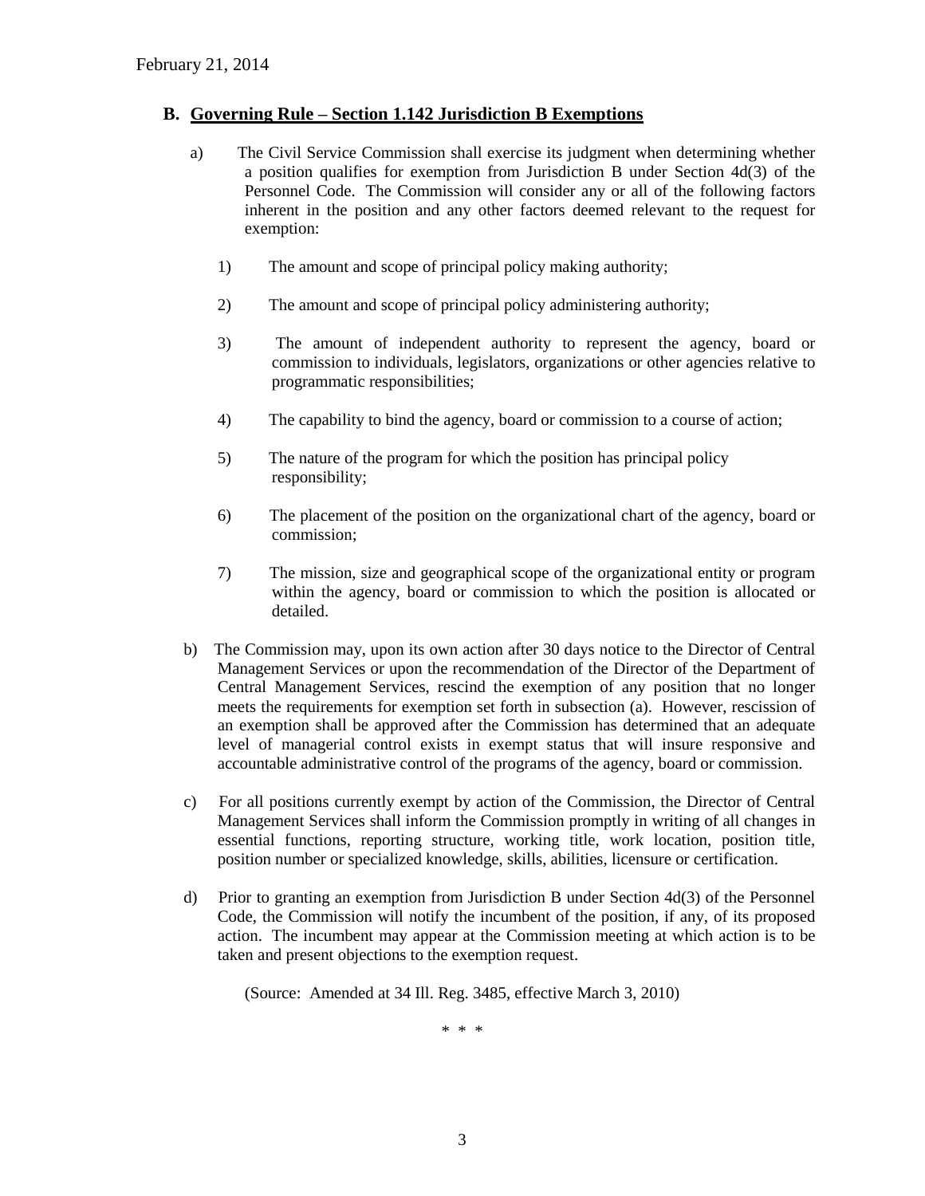## B. Governing Rule – Section 1.142 Jurisdiction B Exemptions

a) The Civil Service Commission shall exercise its judgment when determining whether a position qualifies for exemption from Jurisdiction B under Section 4d(3) of the Personnel Code. The Commission will consider any or all of the following factors inherent in the position and any other factors deemed relevant to the request for exemption:

1) The amount and scope of principal policy making authority;

2) The amount and scope of principal policy administering authority;

3) The amount of independent authority to represent the agency, board or commission to individuals, legislators, organizations or other agencies relative to programmatic responsibilities;

4) The capability to bind the agency, board or commission to a course of action;

5) The nature of the program for which the position has principal policy responsibility;

6) The placement of the position on the organizational chart of the agency, board or commission;

7) The mission, size and geographical scope of the organizational entity or program within the agency, board or commission to which the position is allocated or detailed.

b) The Commission may, upon its own action after 30 days notice to the Director of Central Management Services or upon the recommendation of the Director of the Department of Central Management Services, rescind the exemption of any position that no longer meets the requirements for exemption set forth in subsection (a). However, rescission of an exemption shall be approved after the Commission has determined that an adequate level of managerial control exists in exempt status that will insure responsive and accountable administrative control of the programs of the agency, board or commission.

c) For all positions currently exempt by action of the Commission, the Director of Central Management Services shall inform the Commission promptly in writing of all changes in essential functions, reporting structure, working title, work location, position title, position number or specialized knowledge, skills, abilities, licensure or certification.

d) Prior to granting an exemption from Jurisdiction B under Section 4d(3) of the Personnel Code, the Commission will notify the incumbent of the position, if any, of its proposed action. The incumbent may appear at the Commission meeting at which action is to be taken and present objections to the exemption request.

(Source: Amended at 34 Ill. Reg. 3485, effective March 3, 2010)

\* \* \*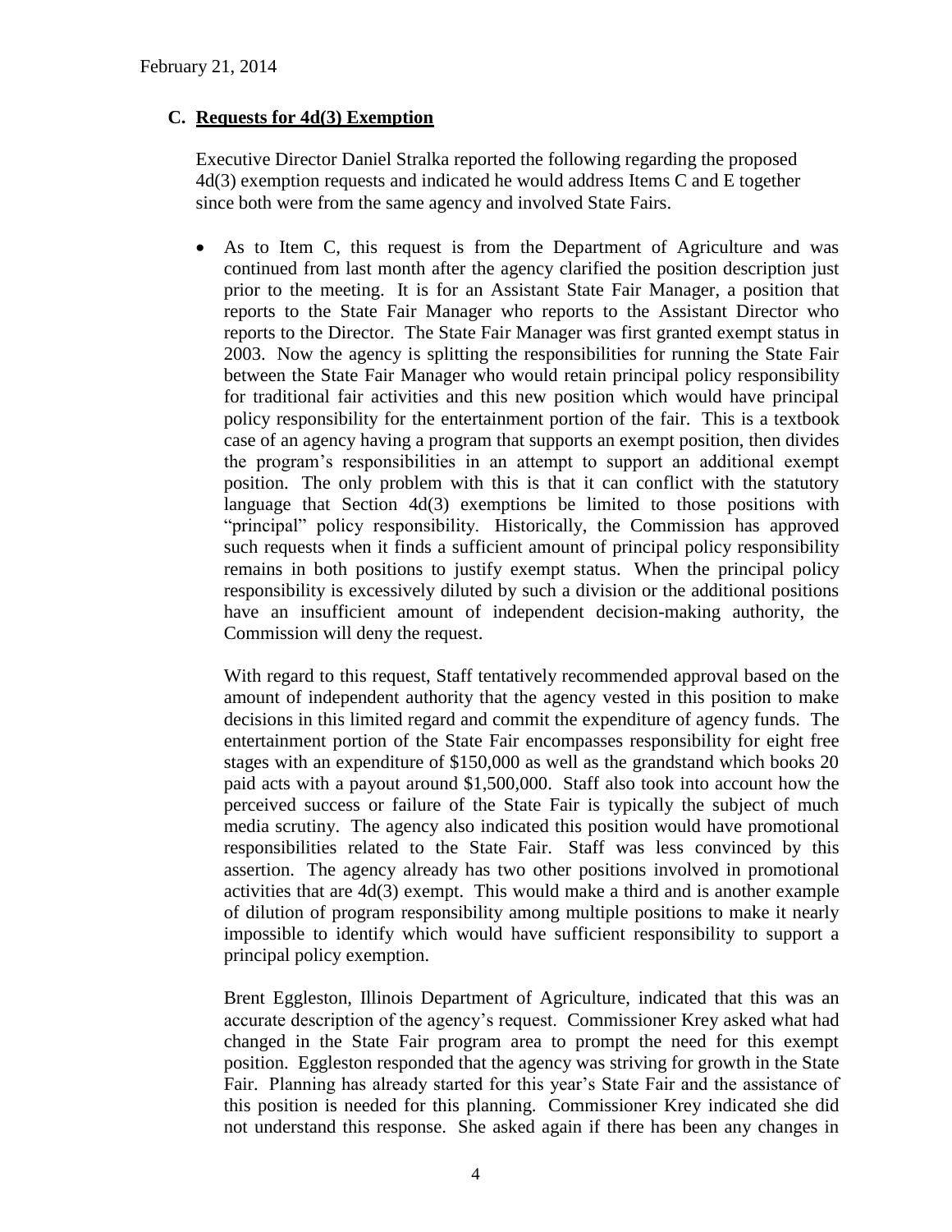## C. Requests for 4d(3) Exemption

Executive Director Daniel Stralka reported the following regarding the proposed 4d(3) exemption requests and indicated he would address Items C and E together since both were from the same agency and involved State Fairs.

- As to Item C, this request is from the Department of Agriculture and was continued from last month after the agency clarified the position description just prior to the meeting. It is for an Assistant State Fair Manager, a position that reports to the State Fair Manager who reports to the Assistant Director who reports to the Director. The State Fair Manager was first granted exempt status in 2003. Now the agency is splitting the responsibilities for running the State Fair between the State Fair Manager who would retain principal policy responsibility for traditional fair activities and this new position which would have principal policy responsibility for the entertainment portion of the fair. This is a textbook case of an agency having a program that supports an exempt position, then divides the program's responsibilities in an attempt to support an additional exempt position. The only problem with this is that it can conflict with the statutory language that Section 4d(3) exemptions be limited to those positions with "principal" policy responsibility. Historically, the Commission has approved such requests when it finds a sufficient amount of principal policy responsibility remains in both positions to justify exempt status. When the principal policy responsibility is excessively diluted by such a division or the additional positions have an insufficient amount of independent decision-making authority, the Commission will deny the request.

  With regard to this request, Staff tentatively recommended approval based on the amount of independent authority that the agency vested in this position to make decisions in this limited regard and commit the expenditure of agency funds. The entertainment portion of the State Fair encompasses responsibility for eight free stages with an expenditure of $150,000 as well as the grandstand which books 20 paid acts with a payout around $1,500,000. Staff also took into account how the perceived success or failure of the State Fair is typically the subject of much media scrutiny. The agency also indicated this position would have promotional responsibilities related to the State Fair. Staff was less convinced by this assertion. The agency already has two other positions involved in promotional activities that are 4d(3) exempt. This would make a third and is another example of dilution of program responsibility among multiple positions to make it nearly impossible to identify which would have sufficient responsibility to support a principal policy exemption.

  Brent Eggleston, Illinois Department of Agriculture, indicated that this was an accurate description of the agency's request. Commissioner Krey asked what had changed in the State Fair program area to prompt the need for this exempt position. Eggleston responded that the agency was striving for growth in the State Fair. Planning has already started for this year's State Fair and the assistance of this position is needed for this planning. Commissioner Krey indicated she did not understand this response. She asked again if there has been any changes in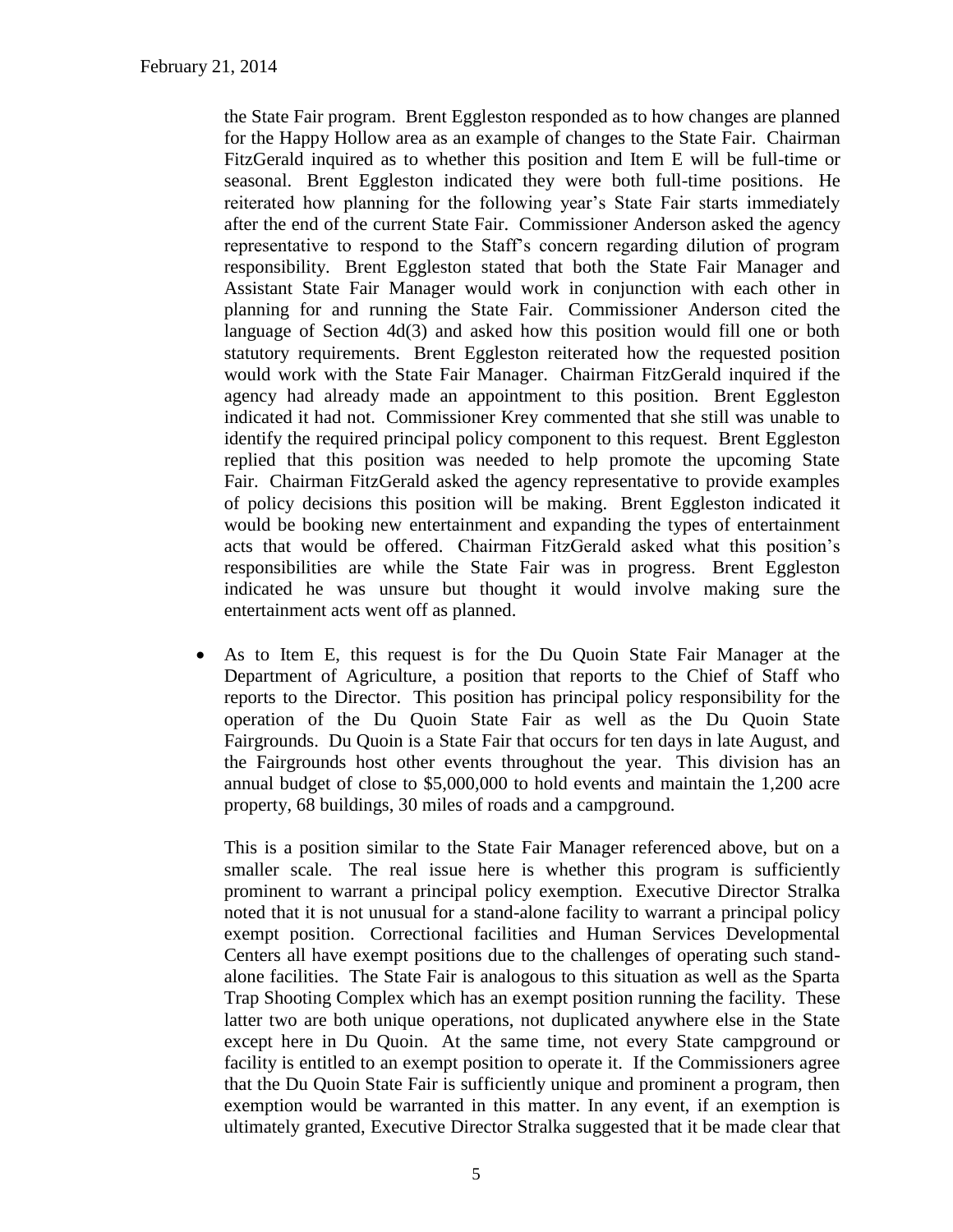the State Fair program. Brent Eggleston responded as to how changes are planned for the Happy Hollow area as an example of changes to the State Fair. Chairman FitzGerald inquired as to whether this position and Item E will be full-time or seasonal. Brent Eggleston indicated they were both full-time positions. He reiterated how planning for the following year's State Fair starts immediately after the end of the current State Fair. Commissioner Anderson asked the agency representative to respond to the Staff's concern regarding dilution of program responsibility. Brent Eggleston stated that both the State Fair Manager and Assistant State Fair Manager would work in conjunction with each other in planning for and running the State Fair. Commissioner Anderson cited the language of Section 4d(3) and asked how this position would fill one or both statutory requirements. Brent Eggleston reiterated how the requested position would work with the State Fair Manager. Chairman FitzGerald inquired if the agency had already made an appointment to this position. Brent Eggleston indicated it had not. Commissioner Krey commented that she still was unable to identify the required principal policy component to this request. Brent Eggleston replied that this position was needed to help promote the upcoming State Fair. Chairman FitzGerald asked the agency representative to provide examples of policy decisions this position will be making. Brent Eggleston indicated it would be booking new entertainment and expanding the types of entertainment acts that would be offered. Chairman FitzGerald asked what this position's responsibilities are while the State Fair was in progress. Brent Eggleston indicated he was unsure but thought it would involve making sure the entertainment acts went off as planned.

- As to Item E, this request is for the Du Quoin State Fair Manager at the Department of Agriculture, a position that reports to the Chief of Staff who reports to the Director. This position has principal policy responsibility for the operation of the Du Quoin State Fair as well as the Du Quoin State Fairgrounds. Du Quoin is a State Fair that occurs for ten days in late August, and the Fairgrounds host other events throughout the year. This division has an annual budget of close to $5,000,000 to hold events and maintain the 1,200 acre property, 68 buildings, 30 miles of roads and a campground.

  This is a position similar to the State Fair Manager referenced above, but on a smaller scale. The real issue here is whether this program is sufficiently prominent to warrant a principal policy exemption. Executive Director Stralka noted that it is not unusual for a stand-alone facility to warrant a principal policy exempt position. Correctional facilities and Human Services Developmental Centers all have exempt positions due to the challenges of operating such stand-alone facilities. The State Fair is analogous to this situation as well as the Sparta Trap Shooting Complex which has an exempt position running the facility. These latter two are both unique operations, not duplicated anywhere else in the State except here in Du Quoin. At the same time, not every State campground or facility is entitled to an exempt position to operate it. If the Commissioners agree that the Du Quoin State Fair is sufficiently unique and prominent a program, then exemption would be warranted in this matter. In any event, if an exemption is ultimately granted, Executive Director Stralka suggested that it be made clear that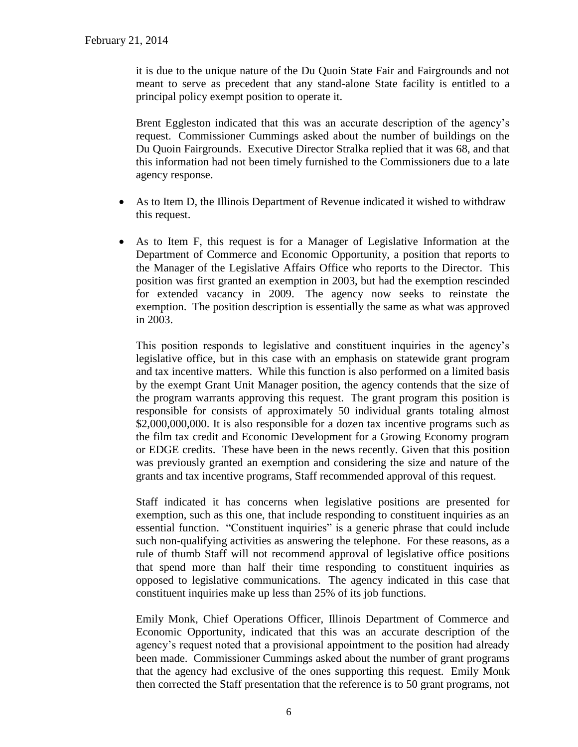it is due to the unique nature of the Du Quoin State Fair and Fairgrounds and not meant to serve as precedent that any stand-alone State facility is entitled to a principal policy exempt position to operate it.

Brent Eggleston indicated that this was an accurate description of the agency's request. Commissioner Cummings asked about the number of buildings on the Du Quoin Fairgrounds. Executive Director Stralka replied that it was 68, and that this information had not been timely furnished to the Commissioners due to a late agency response.

- As to Item D, the Illinois Department of Revenue indicated it wished to withdraw this request.
- As to Item F, this request is for a Manager of Legislative Information at the Department of Commerce and Economic Opportunity, a position that reports to the Manager of the Legislative Affairs Office who reports to the Director. This position was first granted an exemption in 2003, but had the exemption rescinded for extended vacancy in 2009. The agency now seeks to reinstate the exemption. The position description is essentially the same as what was approved in 2003.

  This position responds to legislative and constituent inquiries in the agency's legislative office, but in this case with an emphasis on statewide grant program and tax incentive matters. While this function is also performed on a limited basis by the exempt Grant Unit Manager position, the agency contends that the size of the program warrants approving this request. The grant program this position is responsible for consists of approximately 50 individual grants totaling almost \$2,000,000,000. It is also responsible for a dozen tax incentive programs such as the film tax credit and Economic Development for a Growing Economy program or EDGE credits. These have been in the news recently. Given that this position was previously granted an exemption and considering the size and nature of the grants and tax incentive programs, Staff recommended approval of this request.

  Staff indicated it has concerns when legislative positions are presented for exemption, such as this one, that include responding to constituent inquiries as an essential function. "Constituent inquiries" is a generic phrase that could include such non-qualifying activities as answering the telephone. For these reasons, as a rule of thumb Staff will not recommend approval of legislative office positions that spend more than half their time responding to constituent inquiries as opposed to legislative communications. The agency indicated in this case that constituent inquiries make up less than 25% of its job functions.

  Emily Monk, Chief Operations Officer, Illinois Department of Commerce and Economic Opportunity, indicated that this was an accurate description of the agency's request noted that a provisional appointment to the position had already been made. Commissioner Cummings asked about the number of grant programs that the agency had exclusive of the ones supporting this request. Emily Monk then corrected the Staff presentation that the reference is to 50 grant programs, not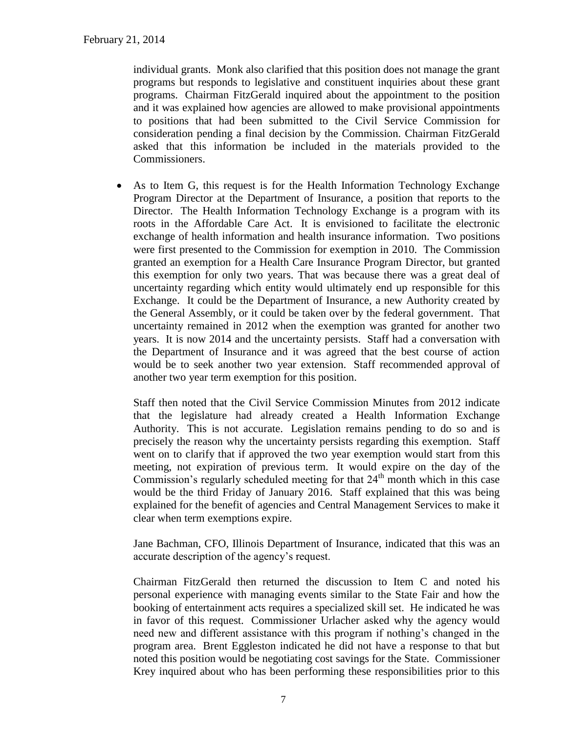individual grants. Monk also clarified that this position does not manage the grant programs but responds to legislative and constituent inquiries about these grant programs. Chairman FitzGerald inquired about the appointment to the position and it was explained how agencies are allowed to make provisional appointments to positions that had been submitted to the Civil Service Commission for consideration pending a final decision by the Commission. Chairman FitzGerald asked that this information be included in the materials provided to the Commissioners.

- As to Item G, this request is for the Health Information Technology Exchange Program Director at the Department of Insurance, a position that reports to the Director. The Health Information Technology Exchange is a program with its roots in the Affordable Care Act. It is envisioned to facilitate the electronic exchange of health information and health insurance information. Two positions were first presented to the Commission for exemption in 2010. The Commission granted an exemption for a Health Care Insurance Program Director, but granted this exemption for only two years. That was because there was a great deal of uncertainty regarding which entity would ultimately end up responsible for this Exchange. It could be the Department of Insurance, a new Authority created by the General Assembly, or it could be taken over by the federal government. That uncertainty remained in 2012 when the exemption was granted for another two years. It is now 2014 and the uncertainty persists. Staff had a conversation with the Department of Insurance and it was agreed that the best course of action would be to seek another two year extension. Staff recommended approval of another two year term exemption for this position.

  Staff then noted that the Civil Service Commission Minutes from 2012 indicate that the legislature had already created a Health Information Exchange Authority. This is not accurate. Legislation remains pending to do so and is precisely the reason why the uncertainty persists regarding this exemption. Staff went on to clarify that if approved the two year exemption would start from this meeting, not expiration of previous term. It would expire on the day of the Commission's regularly scheduled meeting for that 24th month which in this case would be the third Friday of January 2016. Staff explained that this was being explained for the benefit of agencies and Central Management Services to make it clear when term exemptions expire.

  Jane Bachman, CFO, Illinois Department of Insurance, indicated that this was an accurate description of the agency's request.

  Chairman FitzGerald then returned the discussion to Item C and noted his personal experience with managing events similar to the State Fair and how the booking of entertainment acts requires a specialized skill set. He indicated he was in favor of this request. Commissioner Urlacher asked why the agency would need new and different assistance with this program if nothing's changed in the program area. Brent Eggleston indicated he did not have a response to that but noted this position would be negotiating cost savings for the State. Commissioner Krey inquired about who has been performing these responsibilities prior to this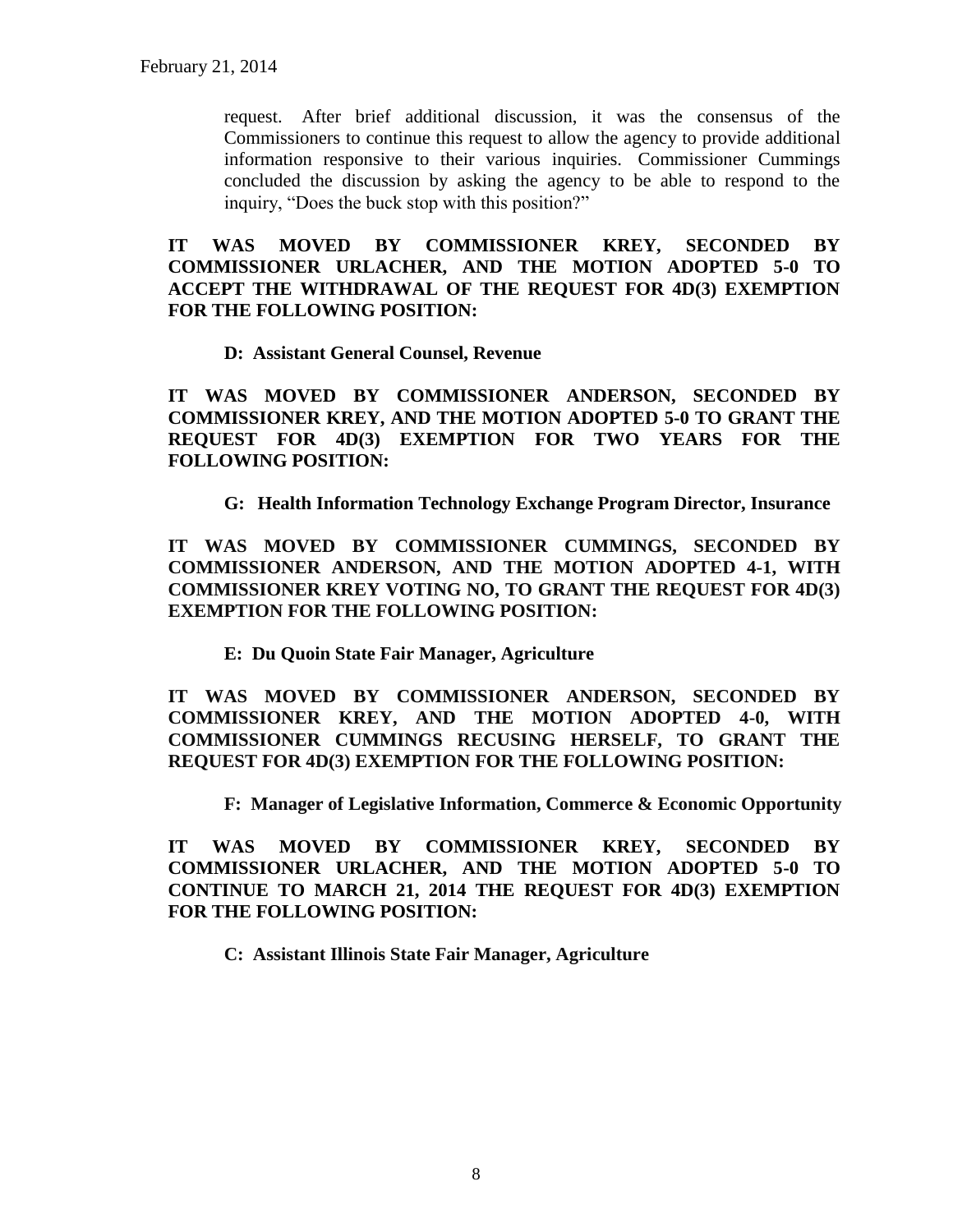request. After brief additional discussion, it was the consensus of the Commissioners to continue this request to allow the agency to provide additional information responsive to their various inquiries. Commissioner Cummings concluded the discussion by asking the agency to be able to respond to the inquiry, "Does the buck stop with this position?"

**IT WAS MOVED BY COMMISSIONER KREY, SECONDED BY COMMISSIONER URLACHER, AND THE MOTION ADOPTED 5-0 TO ACCEPT THE WITHDRAWAL OF THE REQUEST FOR 4D(3) EXEMPTION FOR THE FOLLOWING POSITION:**

**D: Assistant General Counsel, Revenue**

**IT WAS MOVED BY COMMISSIONER ANDERSON, SECONDED BY COMMISSIONER KREY, AND THE MOTION ADOPTED 5-0 TO GRANT THE REQUEST FOR 4D(3) EXEMPTION FOR TWO YEARS FOR THE FOLLOWING POSITION:**

**G: Health Information Technology Exchange Program Director, Insurance**

**IT WAS MOVED BY COMMISSIONER CUMMINGS, SECONDED BY COMMISSIONER ANDERSON, AND THE MOTION ADOPTED 4-1, WITH COMMISSIONER KREY VOTING NO, TO GRANT THE REQUEST FOR 4D(3) EXEMPTION FOR THE FOLLOWING POSITION:**

**E: Du Quoin State Fair Manager, Agriculture**

**IT WAS MOVED BY COMMISSIONER ANDERSON, SECONDED BY COMMISSIONER KREY, AND THE MOTION ADOPTED 4-0, WITH COMMISSIONER CUMMINGS RECUSING HERSELF, TO GRANT THE REQUEST FOR 4D(3) EXEMPTION FOR THE FOLLOWING POSITION:**

**F: Manager of Legislative Information, Commerce & Economic Opportunity**

**IT WAS MOVED BY COMMISSIONER KREY, SECONDED BY COMMISSIONER URLACHER, AND THE MOTION ADOPTED 5-0 TO CONTINUE TO MARCH 21, 2014 THE REQUEST FOR 4D(3) EXEMPTION FOR THE FOLLOWING POSITION:**

**C: Assistant Illinois State Fair Manager, Agriculture**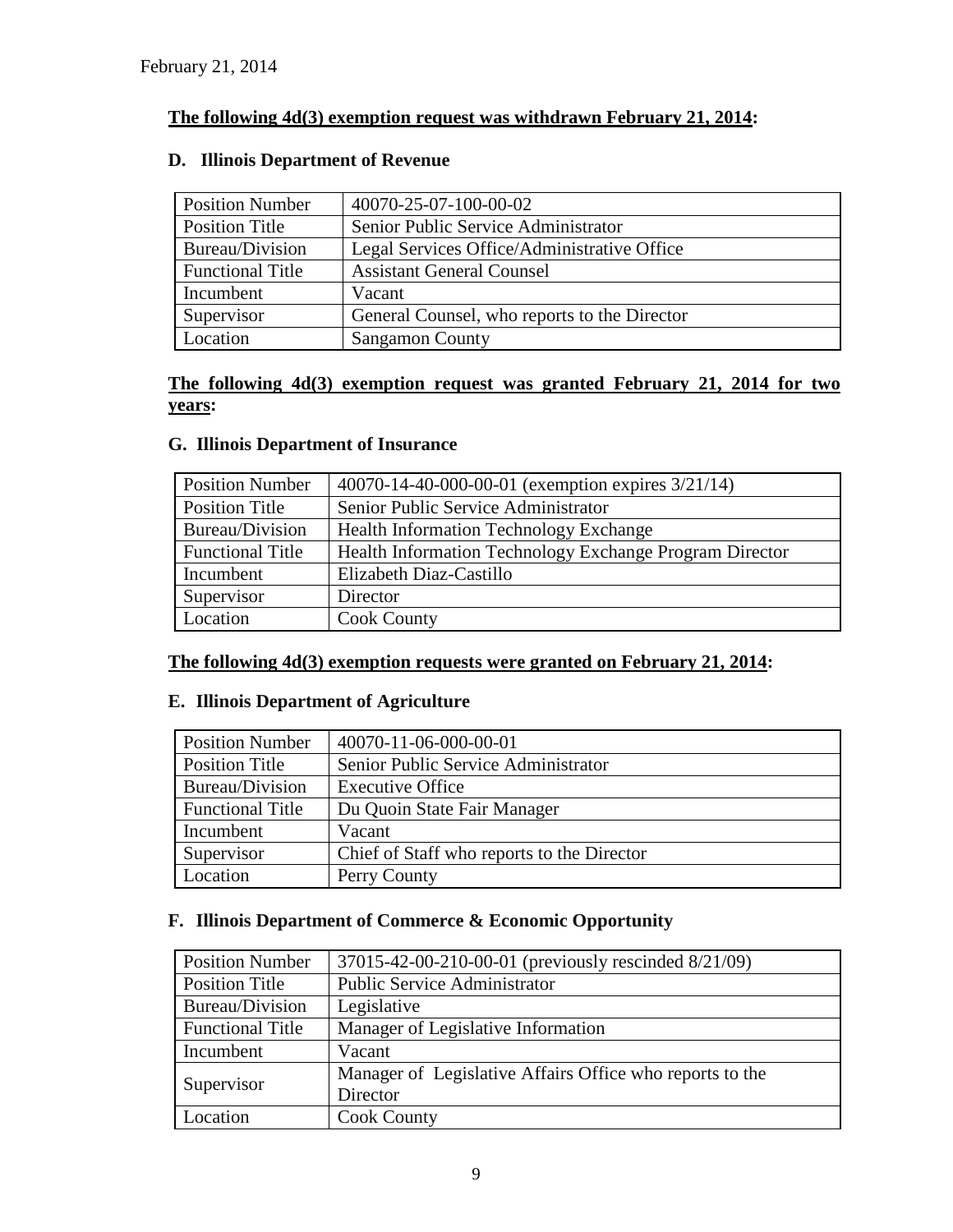February 21, 2014

**The following 4d(3) exemption request was withdrawn February 21, 2014:**

### D. Illinois Department of Revenue

| Position Number | 40070-25-07-100-00-02 |
|---|---|
| Position Title | Senior Public Service Administrator |
| Bureau/Division | Legal Services Office/Administrative Office |
| Functional Title | Assistant General Counsel |
| Incumbent | Vacant |
| Supervisor | General Counsel, who reports to the Director |
| Location | Sangamon County |

**The following 4d(3) exemption request was granted February 21, 2014 for two years:**

### G. Illinois Department of Insurance

| Position Number | 40070-14-40-000-00-01 (exemption expires 3/21/14) |
|---|---|
| Position Title | Senior Public Service Administrator |
| Bureau/Division | Health Information Technology Exchange |
| Functional Title | Health Information Technology Exchange Program Director |
| Incumbent | Elizabeth Diaz-Castillo |
| Supervisor | Director |
| Location | Cook County |

**The following 4d(3) exemption requests were granted on February 21, 2014:**

### E. Illinois Department of Agriculture

| Position Number | 40070-11-06-000-00-01 |
|---|---|
| Position Title | Senior Public Service Administrator |
| Bureau/Division | Executive Office |
| Functional Title | Du Quoin State Fair Manager |
| Incumbent | Vacant |
| Supervisor | Chief of Staff who reports to the Director |
| Location | Perry County |

### F. Illinois Department of Commerce & Economic Opportunity

| Position Number | 37015-42-00-210-00-01 (previously rescinded 8/21/09) |
|---|---|
| Position Title | Public Service Administrator |
| Bureau/Division | Legislative |
| Functional Title | Manager of Legislative Information |
| Incumbent | Vacant |
| Supervisor | Manager of Legislative Affairs Office who reports to the Director |
| Location | Cook County |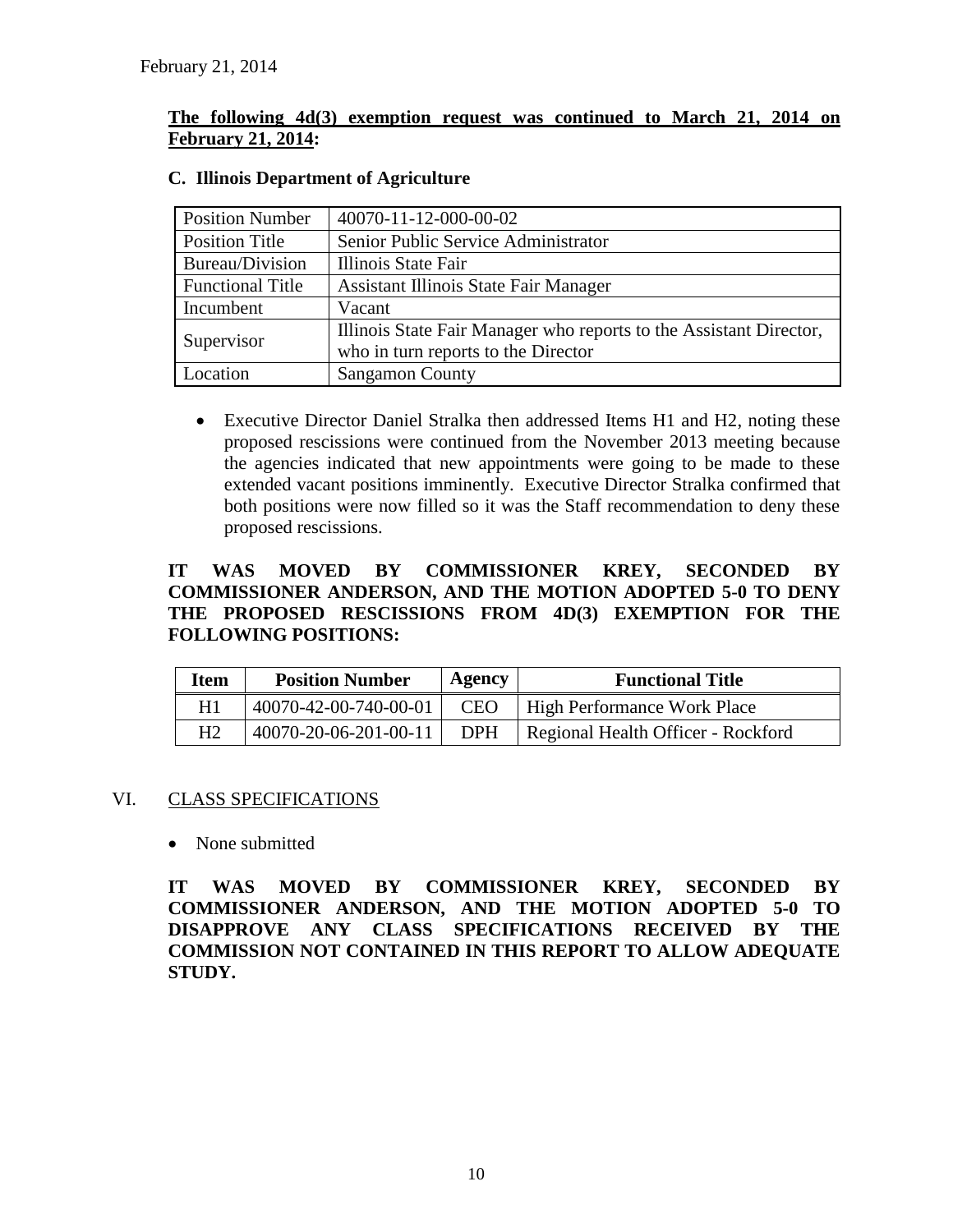February 21, 2014

**<u>The following 4d(3) exemption request was continued to March 21, 2014 on February 21, 2014</u>:**

**C. Illinois Department of Agriculture**

| Position Number | 40070-11-12-000-00-02 |
|---|---|
| Position Title | Senior Public Service Administrator |
| Bureau/Division | Illinois State Fair |
| Functional Title | Assistant Illinois State Fair Manager |
| Incumbent | Vacant |
| Supervisor | Illinois State Fair Manager who reports to the Assistant Director, who in turn reports to the Director |
| Location | Sangamon County |

- Executive Director Daniel Stralka then addressed Items H1 and H2, noting these proposed rescissions were continued from the November 2013 meeting because the agencies indicated that new appointments were going to be made to these extended vacant positions imminently. Executive Director Stralka confirmed that both positions were now filled so it was the Staff recommendation to deny these proposed rescissions.

**IT WAS MOVED BY COMMISSIONER KREY, SECONDED BY COMMISSIONER ANDERSON, AND THE MOTION ADOPTED 5-0 TO DENY THE PROPOSED RESCISSIONS FROM 4D(3) EXEMPTION FOR THE FOLLOWING POSITIONS:**

| Item | Position Number | Agency | Functional Title |
|---|---|---|---|
| H1 | 40070-42-00-740-00-01 | CEO | High Performance Work Place |
| H2 | 40070-20-06-201-00-11 | DPH | Regional Health Officer - Rockford |

## VI. <u>CLASS SPECIFICATIONS</u>

- None submitted

**IT WAS MOVED BY COMMISSIONER KREY, SECONDED BY COMMISSIONER ANDERSON, AND THE MOTION ADOPTED 5-0 TO DISAPPROVE ANY CLASS SPECIFICATIONS RECEIVED BY THE COMMISSION NOT CONTAINED IN THIS REPORT TO ALLOW ADEQUATE STUDY.**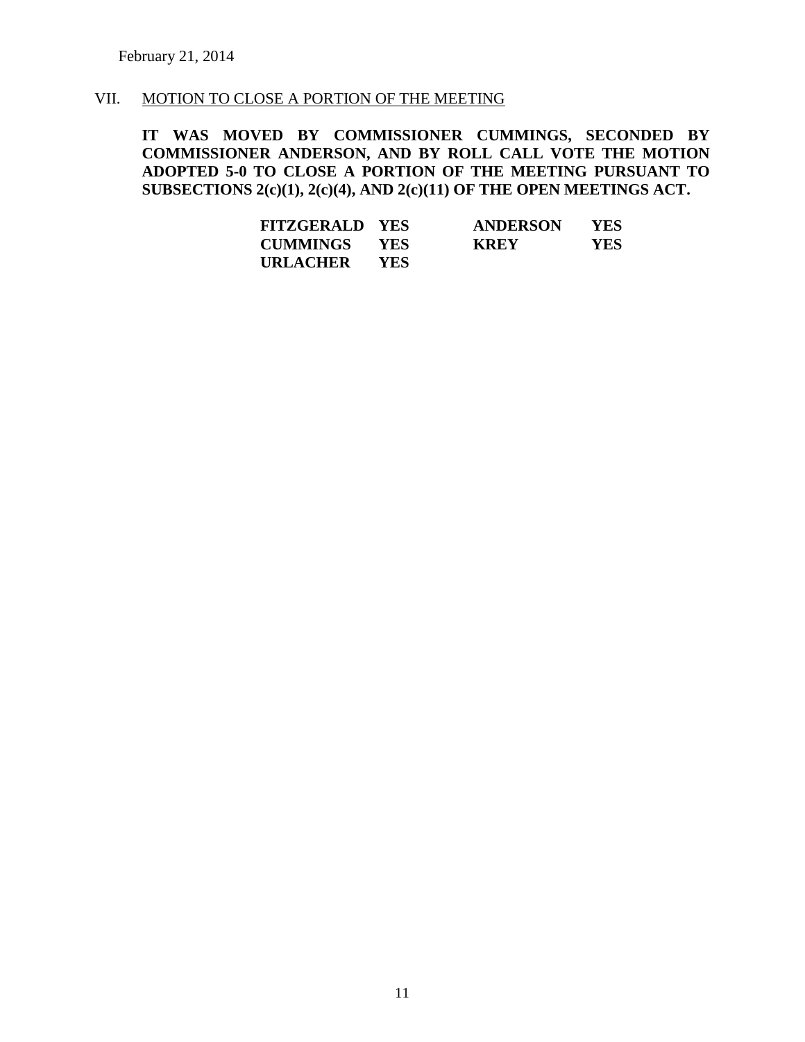February 21, 2014

VII. MOTION TO CLOSE A PORTION OF THE MEETING

**IT WAS MOVED BY COMMISSIONER CUMMINGS, SECONDED BY COMMISSIONER ANDERSON, AND BY ROLL CALL VOTE THE MOTION ADOPTED 5-0 TO CLOSE A PORTION OF THE MEETING PURSUANT TO SUBSECTIONS 2(c)(1), 2(c)(4), AND 2(c)(11) OF THE OPEN MEETINGS ACT.**

| | | | |
|---|---|---|---|
| **FITZGERALD** | **YES** | **ANDERSON** | **YES** |
| **CUMMINGS** | **YES** | **KREY** | **YES** |
| **URLACHER** | **YES** | | |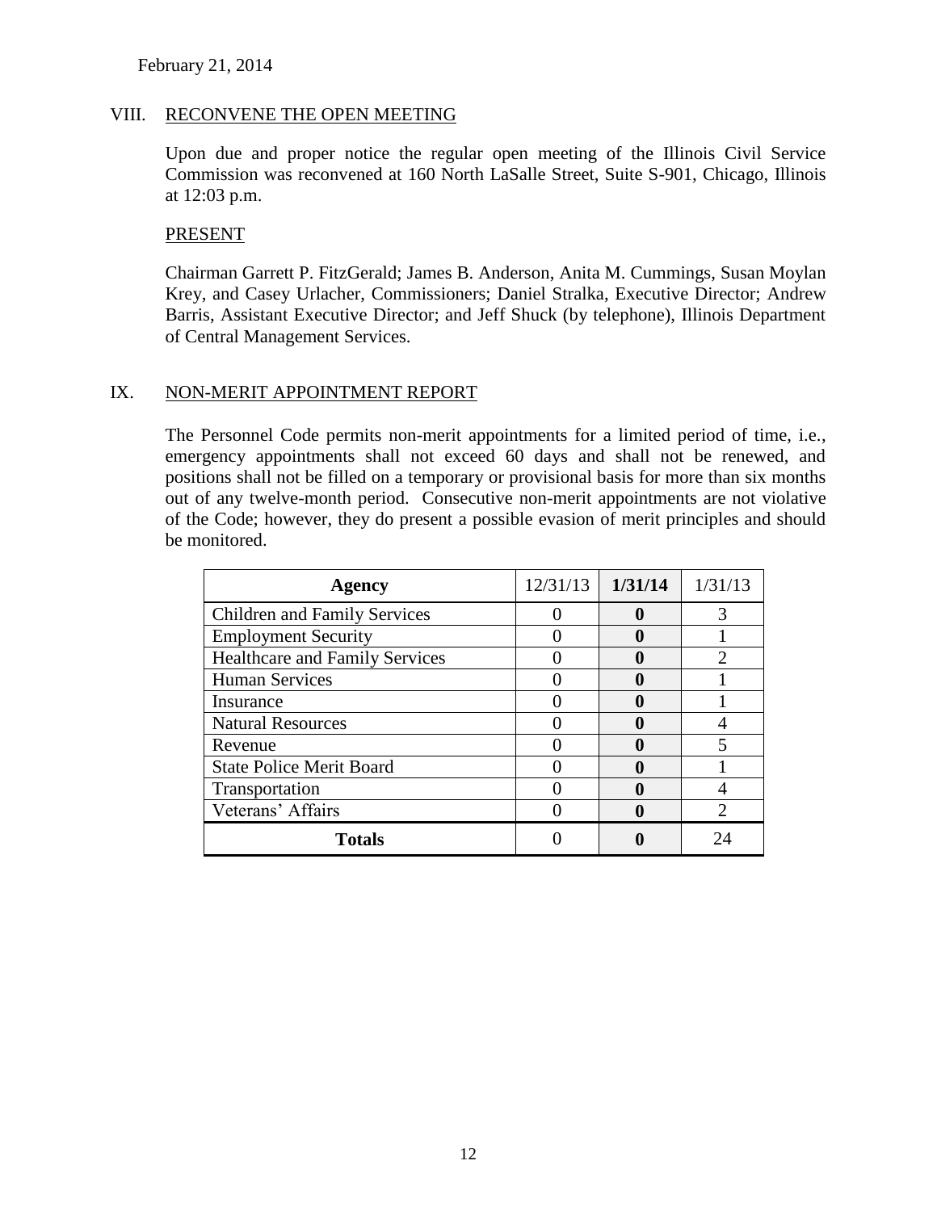February 21, 2014

## VIII. RECONVENE THE OPEN MEETING

Upon due and proper notice the regular open meeting of the Illinois Civil Service Commission was reconvened at 160 North LaSalle Street, Suite S-901, Chicago, Illinois at 12:03 p.m.

### PRESENT

Chairman Garrett P. FitzGerald; James B. Anderson, Anita M. Cummings, Susan Moylan Krey, and Casey Urlacher, Commissioners; Daniel Stralka, Executive Director; Andrew Barris, Assistant Executive Director; and Jeff Shuck (by telephone), Illinois Department of Central Management Services.

## IX. NON-MERIT APPOINTMENT REPORT

The Personnel Code permits non-merit appointments for a limited period of time, i.e., emergency appointments shall not exceed 60 days and shall not be renewed, and positions shall not be filled on a temporary or provisional basis for more than six months out of any twelve-month period. Consecutive non-merit appointments are not violative of the Code; however, they do present a possible evasion of merit principles and should be monitored.

| Agency | 12/31/13 | **1/31/14** | 1/31/13 |
|---|---|---|---|
| Children and Family Services | 0 | **0** | 3 |
| Employment Security | 0 | **0** | 1 |
| Healthcare and Family Services | 0 | **0** | 2 |
| Human Services | 0 | **0** | 1 |
| Insurance | 0 | **0** | 1 |
| Natural Resources | 0 | **0** | 4 |
| Revenue | 0 | **0** | 5 |
| State Police Merit Board | 0 | **0** | 1 |
| Transportation | 0 | **0** | 4 |
| Veterans' Affairs | 0 | **0** | 2 |
| **Totals** | 0 | **0** | 24 |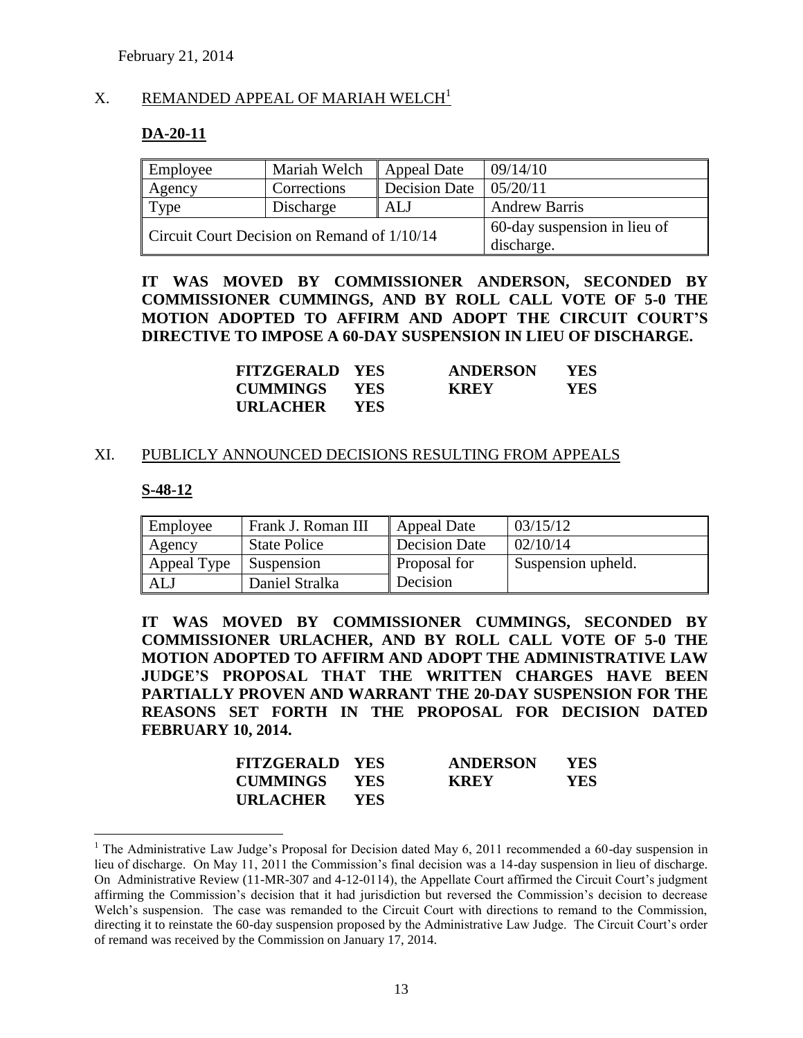February 21, 2014

## X. REMANDED APPEAL OF MARIAH WELCH[1]

### DA-20-11

| Employee | Mariah Welch | Appeal Date | 09/14/10 |
|---|---|---|---|
| Agency | Corrections | Decision Date | 05/20/11 |
| Type | Discharge | ALJ | Andrew Barris |
| Circuit Court Decision on Remand of 1/10/14 | | | 60-day suspension in lieu of discharge. |

**IT WAS MOVED BY COMMISSIONER ANDERSON, SECONDED BY COMMISSIONER CUMMINGS, AND BY ROLL CALL VOTE OF 5-0 THE MOTION ADOPTED TO AFFIRM AND ADOPT THE CIRCUIT COURT'S DIRECTIVE TO IMPOSE A 60-DAY SUSPENSION IN LIEU OF DISCHARGE.**

| | | | |
|---|---|---|---|
| **FITZGERALD** | **YES** | **ANDERSON** | **YES** |
| **CUMMINGS** | **YES** | **KREY** | **YES** |
| **URLACHER** | **YES** | | |

## XI. PUBLICLY ANNOUNCED DECISIONS RESULTING FROM APPEALS

### S-48-12

| Employee | Frank J. Roman III | Appeal Date | 03/15/12 |
|---|---|---|---|
| Agency | State Police | Decision Date | 02/10/14 |
| Appeal Type | Suspension | Proposal for Decision | Suspension upheld. |
| ALJ | Daniel Stralka | | |

**IT WAS MOVED BY COMMISSIONER CUMMINGS, SECONDED BY COMMISSIONER URLACHER, AND BY ROLL CALL VOTE OF 5-0 THE MOTION ADOPTED TO AFFIRM AND ADOPT THE ADMINISTRATIVE LAW JUDGE'S PROPOSAL THAT THE WRITTEN CHARGES HAVE BEEN PARTIALLY PROVEN AND WARRANT THE 20-DAY SUSPENSION FOR THE REASONS SET FORTH IN THE PROPOSAL FOR DECISION DATED FEBRUARY 10, 2014.**

| | | | |
|---|---|---|---|
| **FITZGERALD** | **YES** | **ANDERSON** | **YES** |
| **CUMMINGS** | **YES** | **KREY** | **YES** |
| **URLACHER** | **YES** | | |

---

[1] The Administrative Law Judge's Proposal for Decision dated May 6, 2011 recommended a 60-day suspension in lieu of discharge. On May 11, 2011 the Commission's final decision was a 14-day suspension in lieu of discharge. On Administrative Review (11-MR-307 and 4-12-0114), the Appellate Court affirmed the Circuit Court's judgment affirming the Commission's decision that it had jurisdiction but reversed the Commission's decision to decrease Welch's suspension. The case was remanded to the Circuit Court with directions to remand to the Commission, directing it to reinstate the 60-day suspension proposed by the Administrative Law Judge. The Circuit Court's order of remand was received by the Commission on January 17, 2014.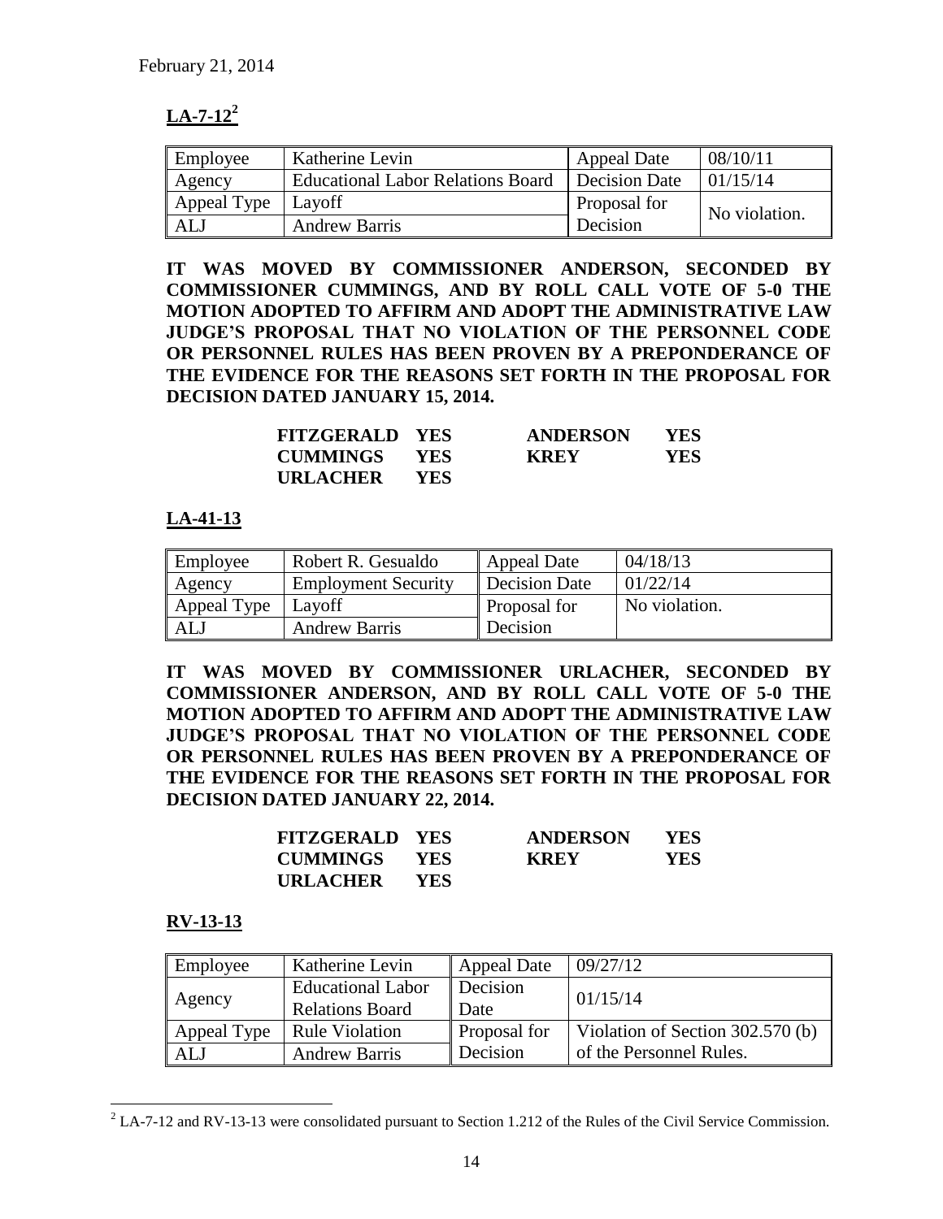February 21, 2014

## LA-7-12[2]

| Employee | Katherine Levin | Appeal Date | 08/10/11 |
|---|---|---|---|
| Agency | Educational Labor Relations Board | Decision Date | 01/15/14 |
| Appeal Type | Layoff | Proposal for Decision | No violation. |
| ALJ | Andrew Barris | | |

**IT WAS MOVED BY COMMISSIONER ANDERSON, SECONDED BY COMMISSIONER CUMMINGS, AND BY ROLL CALL VOTE OF 5-0 THE MOTION ADOPTED TO AFFIRM AND ADOPT THE ADMINISTRATIVE LAW JUDGE'S PROPOSAL THAT NO VIOLATION OF THE PERSONNEL CODE OR PERSONNEL RULES HAS BEEN PROVEN BY A PREPONDERANCE OF THE EVIDENCE FOR THE REASONS SET FORTH IN THE PROPOSAL FOR DECISION DATED JANUARY 15, 2014.**

| | | | |
|---|---|---|---|
| **FITZGERALD** | **YES** | **ANDERSON** | **YES** |
| **CUMMINGS** | **YES** | **KREY** | **YES** |
| **URLACHER** | **YES** | | |

## LA-41-13

| Employee | Robert R. Gesualdo | Appeal Date | 04/18/13 |
|---|---|---|---|
| Agency | Employment Security | Decision Date | 01/22/14 |
| Appeal Type | Layoff | Proposal for Decision | No violation. |
| ALJ | Andrew Barris | | |

**IT WAS MOVED BY COMMISSIONER URLACHER, SECONDED BY COMMISSIONER ANDERSON, AND BY ROLL CALL VOTE OF 5-0 THE MOTION ADOPTED TO AFFIRM AND ADOPT THE ADMINISTRATIVE LAW JUDGE'S PROPOSAL THAT NO VIOLATION OF THE PERSONNEL CODE OR PERSONNEL RULES HAS BEEN PROVEN BY A PREPONDERANCE OF THE EVIDENCE FOR THE REASONS SET FORTH IN THE PROPOSAL FOR DECISION DATED JANUARY 22, 2014.**

| | | | |
|---|---|---|---|
| **FITZGERALD** | **YES** | **ANDERSON** | **YES** |
| **CUMMINGS** | **YES** | **KREY** | **YES** |
| **URLACHER** | **YES** | | |

## RV-13-13

| Employee | Katherine Levin | Appeal Date | 09/27/12 |
|---|---|---|---|
| Agency | Educational Labor Relations Board | Decision Date | 01/15/14 |
| Appeal Type | Rule Violation | Proposal for Decision | Violation of Section 302.570 (b) of the Personnel Rules. |
| ALJ | Andrew Barris | | |

[2] LA-7-12 and RV-13-13 were consolidated pursuant to Section 1.212 of the Rules of the Civil Service Commission.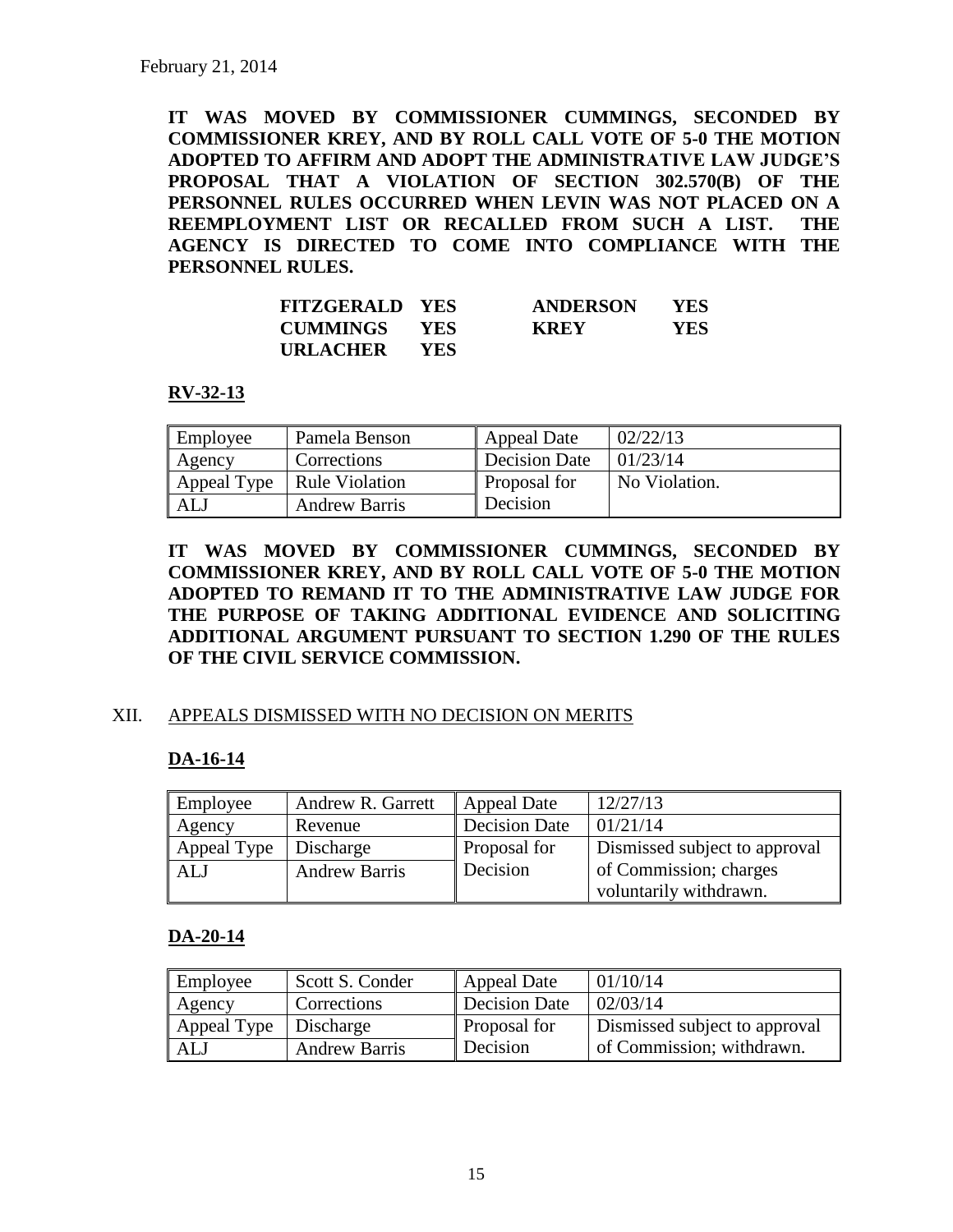**IT WAS MOVED BY COMMISSIONER CUMMINGS, SECONDED BY COMMISSIONER KREY, AND BY ROLL CALL VOTE OF 5-0 THE MOTION ADOPTED TO AFFIRM AND ADOPT THE ADMINISTRATIVE LAW JUDGE'S PROPOSAL THAT A VIOLATION OF SECTION 302.570(B) OF THE PERSONNEL RULES OCCURRED WHEN LEVIN WAS NOT PLACED ON A REEMPLOYMENT LIST OR RECALLED FROM SUCH A LIST. THE AGENCY IS DIRECTED TO COME INTO COMPLIANCE WITH THE PERSONNEL RULES.**

| | | | |
|---|---|---|---|
| **FITZGERALD** | **YES** | **ANDERSON** | **YES** |
| **CUMMINGS** | **YES** | **KREY** | **YES** |
| **URLACHER** | **YES** | | |

**RV-32-13**

| Employee | Pamela Benson | Appeal Date | 02/22/13 |
|---|---|---|---|
| Agency | Corrections | Decision Date | 01/23/14 |
| Appeal Type | Rule Violation | Proposal for Decision | No Violation. |
| ALJ | Andrew Barris | | |

**IT WAS MOVED BY COMMISSIONER CUMMINGS, SECONDED BY COMMISSIONER KREY, AND BY ROLL CALL VOTE OF 5-0 THE MOTION ADOPTED TO REMAND IT TO THE ADMINISTRATIVE LAW JUDGE FOR THE PURPOSE OF TAKING ADDITIONAL EVIDENCE AND SOLICITING ADDITIONAL ARGUMENT PURSUANT TO SECTION 1.290 OF THE RULES OF THE CIVIL SERVICE COMMISSION.**

XII. APPEALS DISMISSED WITH NO DECISION ON MERITS

**DA-16-14**

| Employee | Andrew R. Garrett | Appeal Date | 12/27/13 |
|---|---|---|---|
| Agency | Revenue | Decision Date | 01/21/14 |
| Appeal Type | Discharge | Proposal for Decision | Dismissed subject to approval of Commission; charges voluntarily withdrawn. |
| ALJ | Andrew Barris | | |

**DA-20-14**

| Employee | Scott S. Conder | Appeal Date | 01/10/14 |
|---|---|---|---|
| Agency | Corrections | Decision Date | 02/03/14 |
| Appeal Type | Discharge | Proposal for Decision | Dismissed subject to approval of Commission; withdrawn. |
| ALJ | Andrew Barris | | |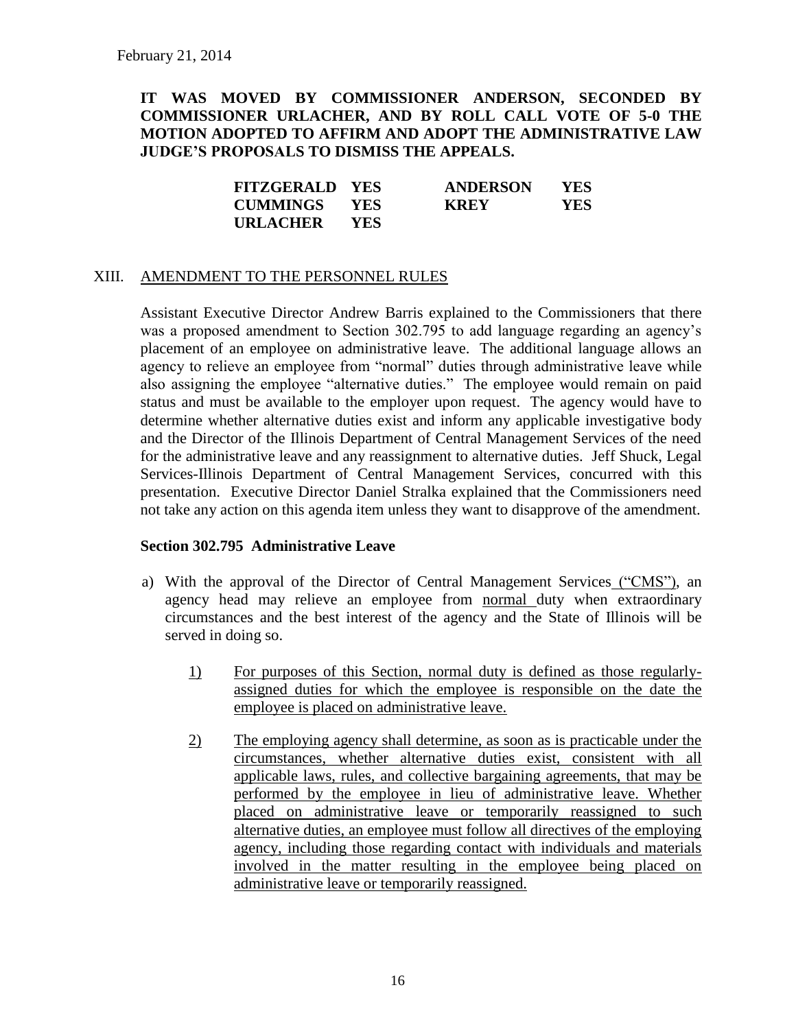February 21, 2014

**IT WAS MOVED BY COMMISSIONER ANDERSON, SECONDED BY COMMISSIONER URLACHER, AND BY ROLL CALL VOTE OF 5-0 THE MOTION ADOPTED TO AFFIRM AND ADOPT THE ADMINISTRATIVE LAW JUDGE'S PROPOSALS TO DISMISS THE APPEALS.**

| | | | |
|---|---|---|---|
| **FITZGERALD** | **YES** | **ANDERSON** | **YES** |
| **CUMMINGS** | **YES** | **KREY** | **YES** |
| **URLACHER** | **YES** | | |

## XIII. AMENDMENT TO THE PERSONNEL RULES

Assistant Executive Director Andrew Barris explained to the Commissioners that there was a proposed amendment to Section 302.795 to add language regarding an agency's placement of an employee on administrative leave. The additional language allows an agency to relieve an employee from "normal" duties through administrative leave while also assigning the employee "alternative duties." The employee would remain on paid status and must be available to the employer upon request. The agency would have to determine whether alternative duties exist and inform any applicable investigative body and the Director of the Illinois Department of Central Management Services of the need for the administrative leave and any reassignment to alternative duties. Jeff Shuck, Legal Services-Illinois Department of Central Management Services, concurred with this presentation. Executive Director Daniel Stralka explained that the Commissioners need not take any action on this agenda item unless they want to disapprove of the amendment.

**Section 302.795 Administrative Leave**

a) With the approval of the Director of Central Management Services <u>("CMS")</u>, an agency head may relieve an employee from <u>normal</u> duty when extraordinary circumstances and the best interest of the agency and the State of Illinois will be served in doing so.

   <u>1)</u> <u>For purposes of this Section, normal duty is defined as those regularly-assigned duties for which the employee is responsible on the date the employee is placed on administrative leave.</u>

   <u>2)</u> <u>The employing agency shall determine, as soon as is practicable under the circumstances, whether alternative duties exist, consistent with all applicable laws, rules, and collective bargaining agreements, that may be performed by the employee in lieu of administrative leave. Whether placed on administrative leave or temporarily reassigned to such alternative duties, an employee must follow all directives of the employing agency, including those regarding contact with individuals and materials involved in the matter resulting in the employee being placed on administrative leave or temporarily reassigned.</u>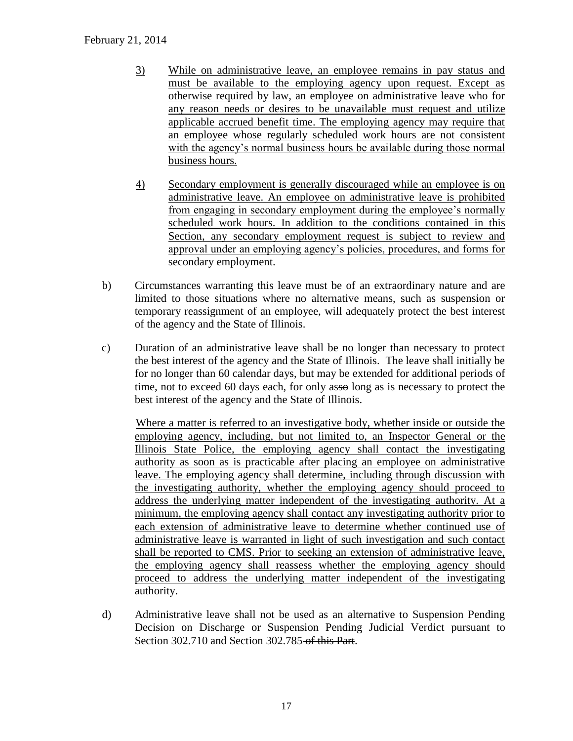3) While on administrative leave, an employee remains in pay status and must be available to the employing agency upon request. Except as otherwise required by law, an employee on administrative leave who for any reason needs or desires to be unavailable must request and utilize applicable accrued benefit time. The employing agency may require that an employee whose regularly scheduled work hours are not consistent with the agency's normal business hours be available during those normal business hours.

4) Secondary employment is generally discouraged while an employee is on administrative leave. An employee on administrative leave is prohibited from engaging in secondary employment during the employee's normally scheduled work hours. In addition to the conditions contained in this Section, any secondary employment request is subject to review and approval under an employing agency's policies, procedures, and forms for secondary employment.

b) Circumstances warranting this leave must be of an extraordinary nature and are limited to those situations where no alternative means, such as suspension or temporary reassignment of an employee, will adequately protect the best interest of the agency and the State of Illinois.

c) Duration of an administrative leave shall be no longer than necessary to protect the best interest of the agency and the State of Illinois. The leave shall initially be for no longer than 60 calendar days, but may be extended for additional periods of time, not to exceed 60 days each, for only as~~so~~ long as is necessary to protect the best interest of the agency and the State of Illinois.

Where a matter is referred to an investigative body, whether inside or outside the employing agency, including, but not limited to, an Inspector General or the Illinois State Police, the employing agency shall contact the investigating authority as soon as is practicable after placing an employee on administrative leave. The employing agency shall determine, including through discussion with the investigating authority, whether the employing agency should proceed to address the underlying matter independent of the investigating authority. At a minimum, the employing agency shall contact any investigating authority prior to each extension of administrative leave to determine whether continued use of administrative leave is warranted in light of such investigation and such contact shall be reported to CMS. Prior to seeking an extension of administrative leave, the employing agency shall reassess whether the employing agency should proceed to address the underlying matter independent of the investigating authority.

d) Administrative leave shall not be used as an alternative to Suspension Pending Decision on Discharge or Suspension Pending Judicial Verdict pursuant to Section 302.710 and Section 302.785~~ of this Part~~.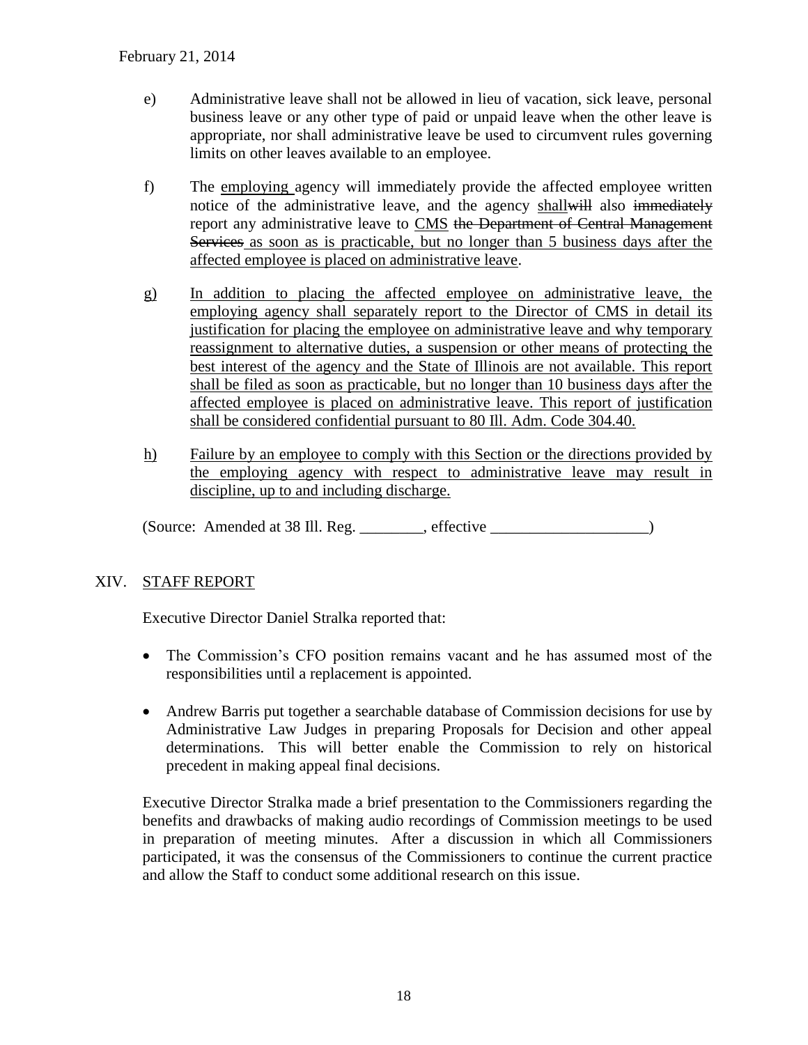February 21, 2014

e) Administrative leave shall not be allowed in lieu of vacation, sick leave, personal business leave or any other type of paid or unpaid leave when the other leave is appropriate, nor shall administrative leave be used to circumvent rules governing limits on other leaves available to an employee.

f) The <u>employing</u> agency will immediately provide the affected employee written notice of the administrative leave, and the agency <u>shall</u>~~will~~ also ~~immediately~~ report any administrative leave to <u>CMS</u> ~~the Department of Central Management Services~~ <u>as soon as is practicable, but no longer than 5 business days after the affected employee is placed on administrative leave</u>.

<u>g)</u> <u>In addition to placing the affected employee on administrative leave, the employing agency shall separately report to the Director of CMS in detail its justification for placing the employee on administrative leave and why temporary reassignment to alternative duties, a suspension or other means of protecting the best interest of the agency and the State of Illinois are not available. This report shall be filed as soon as practicable, but no longer than 10 business days after the affected employee is placed on administrative leave. This report of justification shall be considered confidential pursuant to 80 Ill. Adm. Code 304.40.</u>

<u>h)</u> <u>Failure by an employee to comply with this Section or the directions provided by the employing agency with respect to administrative leave may result in discipline, up to and including discharge.</u>

(Source: Amended at 38 Ill. Reg. ________, effective ____________________)

## XIV. STAFF REPORT

Executive Director Daniel Stralka reported that:

- The Commission's CFO position remains vacant and he has assumed most of the responsibilities until a replacement is appointed.
- Andrew Barris put together a searchable database of Commission decisions for use by Administrative Law Judges in preparing Proposals for Decision and other appeal determinations. This will better enable the Commission to rely on historical precedent in making appeal final decisions.

Executive Director Stralka made a brief presentation to the Commissioners regarding the benefits and drawbacks of making audio recordings of Commission meetings to be used in preparation of meeting minutes. After a discussion in which all Commissioners participated, it was the consensus of the Commissioners to continue the current practice and allow the Staff to conduct some additional research on this issue.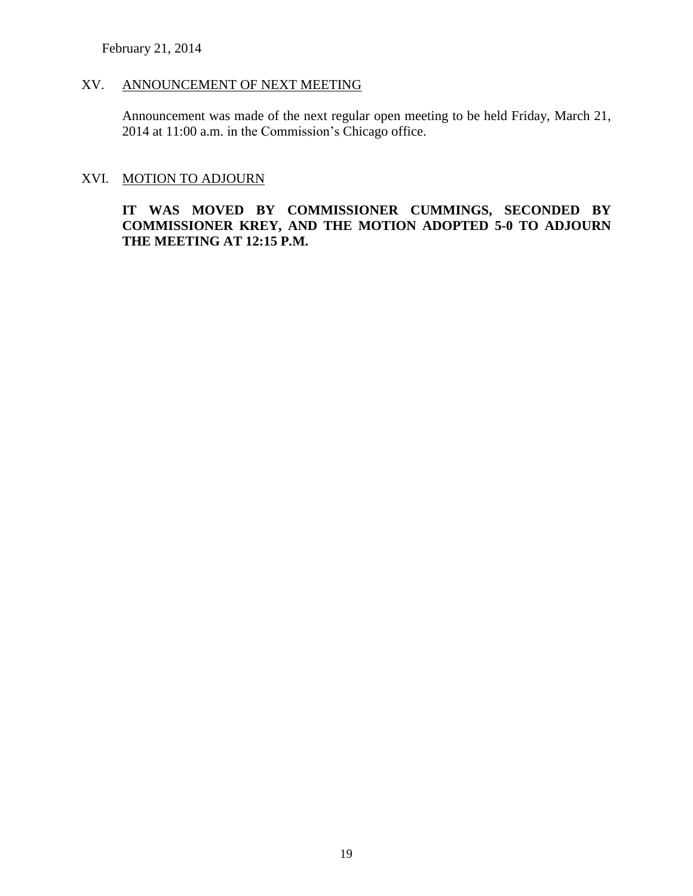## XV. ANNOUNCEMENT OF NEXT MEETING

Announcement was made of the next regular open meeting to be held Friday, March 21, 2014 at 11:00 a.m. in the Commission's Chicago office.

## XVI. MOTION TO ADJOURN

**IT WAS MOVED BY COMMISSIONER CUMMINGS, SECONDED BY COMMISSIONER KREY, AND THE MOTION ADOPTED 5-0 TO ADJOURN THE MEETING AT 12:15 P.M.**